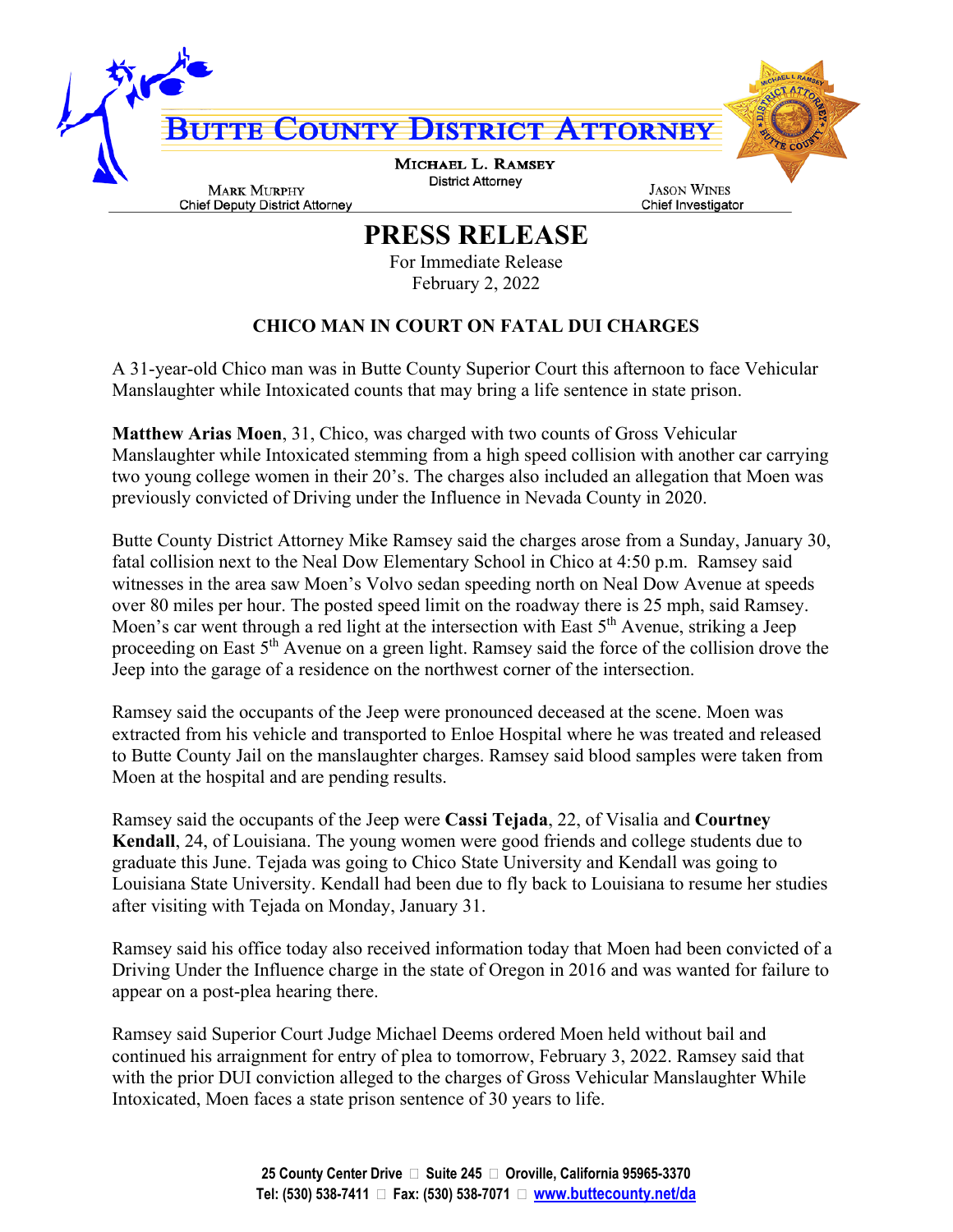# Butte County District Attorney

**Michael L. Ramsey**
District Attorney

**Mark Murphy**
Chief Deputy District Attorney

**Jason Wines**
Chief Investigator

## PRESS RELEASE

For Immediate Release
February 2, 2022

### CHICO MAN IN COURT ON FATAL DUI CHARGES

A 31-year-old Chico man was in Butte County Superior Court this afternoon to face Vehicular Manslaughter while Intoxicated counts that may bring a life sentence in state prison.

**Matthew Arias Moen**, 31, Chico, was charged with two counts of Gross Vehicular Manslaughter while Intoxicated stemming from a high speed collision with another car carrying two young college women in their 20's. The charges also included an allegation that Moen was previously convicted of Driving under the Influence in Nevada County in 2020.

Butte County District Attorney Mike Ramsey said the charges arose from a Sunday, January 30, fatal collision next to the Neal Dow Elementary School in Chico at 4:50 p.m. Ramsey said witnesses in the area saw Moen's Volvo sedan speeding north on Neal Dow Avenue at speeds over 80 miles per hour. The posted speed limit on the roadway there is 25 mph, said Ramsey. Moen's car went through a red light at the intersection with East 5th Avenue, striking a Jeep proceeding on East 5th Avenue on a green light. Ramsey said the force of the collision drove the Jeep into the garage of a residence on the northwest corner of the intersection.

Ramsey said the occupants of the Jeep were pronounced deceased at the scene. Moen was extracted from his vehicle and transported to Enloe Hospital where he was treated and released to Butte County Jail on the manslaughter charges. Ramsey said blood samples were taken from Moen at the hospital and are pending results.

Ramsey said the occupants of the Jeep were **Cassi Tejada**, 22, of Visalia and **Courtney Kendall**, 24, of Louisiana. The young women were good friends and college students due to graduate this June. Tejada was going to Chico State University and Kendall was going to Louisiana State University. Kendall had been due to fly back to Louisiana to resume her studies after visiting with Tejada on Monday, January 31.

Ramsey said his office today also received information today that Moen had been convicted of a Driving Under the Influence charge in the state of Oregon in 2016 and was wanted for failure to appear on a post-plea hearing there.

Ramsey said Superior Court Judge Michael Deems ordered Moen held without bail and continued his arraignment for entry of plea to tomorrow, February 3, 2022. Ramsey said that with the prior DUI conviction alleged to the charges of Gross Vehicular Manslaughter While Intoxicated, Moen faces a state prison sentence of 30 years to life.

**25 County Center Drive • Suite 245 • Oroville, California 95965-3370**
**Tel: (530) 538-7411 • Fax: (530) 538-7071 • www.buttecounty.net/da**